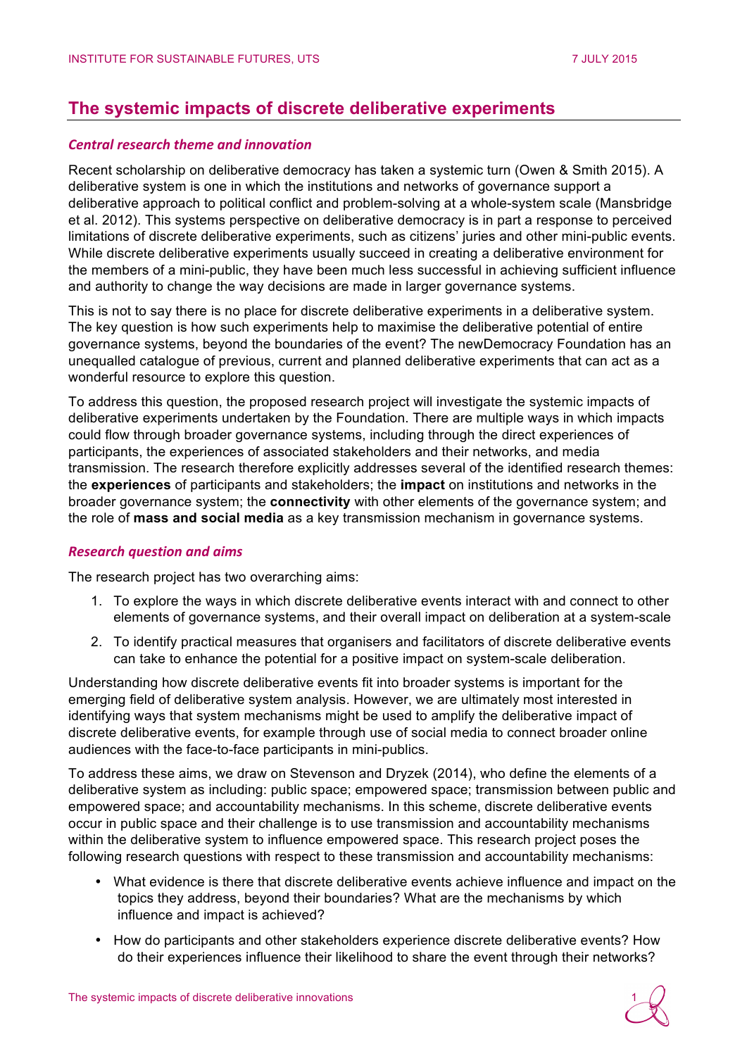# The systemic impacts of discrete deliberative experiments

### *Central research theme and innovation*

Recent scholarship on deliberative democracy has taken a systemic turn (Owen & Smith 2015). A deliberative system is one in which the institutions and networks of governance support a deliberative approach to political conflict and problem-solving at a whole-system scale (Mansbridge et al. 2012). This systems perspective on deliberative democracy is in part a response to perceived limitations of discrete deliberative experiments, such as citizens' juries and other mini-public events. While discrete deliberative experiments usually succeed in creating a deliberative environment for the members of a mini-public, they have been much less successful in achieving sufficient influence and authority to change the way decisions are made in larger governance systems.

This is not to say there is no place for discrete deliberative experiments in a deliberative system. The key question is how such experiments help to maximise the deliberative potential of entire governance systems, beyond the boundaries of the event? The newDemocracy Foundation has an unequalled catalogue of previous, current and planned deliberative experiments that can act as a wonderful resource to explore this question.

To address this question, the proposed research project will investigate the systemic impacts of deliberative experiments undertaken by the Foundation. There are multiple ways in which impacts could flow through broader governance systems, including through the direct experiences of participants, the experiences of associated stakeholders and their networks, and media transmission. The research therefore explicitly addresses several of the identified research themes: the **experiences** of participants and stakeholders; the **impact** on institutions and networks in the broader governance system; the **connectivity** with other elements of the governance system; and the role of **mass and social media** as a key transmission mechanism in governance systems.

### *Research question and aims*

The research project has two overarching aims:

1. To explore the ways in which discrete deliberative events interact with and connect to other elements of governance systems, and their overall impact on deliberation at a system-scale
2. To identify practical measures that organisers and facilitators of discrete deliberative events can take to enhance the potential for a positive impact on system-scale deliberation.

Understanding how discrete deliberative events fit into broader systems is important for the emerging field of deliberative system analysis. However, we are ultimately most interested in identifying ways that system mechanisms might be used to amplify the deliberative impact of discrete deliberative events, for example through use of social media to connect broader online audiences with the face-to-face participants in mini-publics.

To address these aims, we draw on Stevenson and Dryzek (2014), who define the elements of a deliberative system as including: public space; empowered space; transmission between public and empowered space; and accountability mechanisms. In this scheme, discrete deliberative events occur in public space and their challenge is to use transmission and accountability mechanisms within the deliberative system to influence empowered space. This research project poses the following research questions with respect to these transmission and accountability mechanisms:

- What evidence is there that discrete deliberative events achieve influence and impact on the topics they address, beyond their boundaries? What are the mechanisms by which influence and impact is achieved?
- How do participants and other stakeholders experience discrete deliberative events? How do their experiences influence their likelihood to share the event through their networks?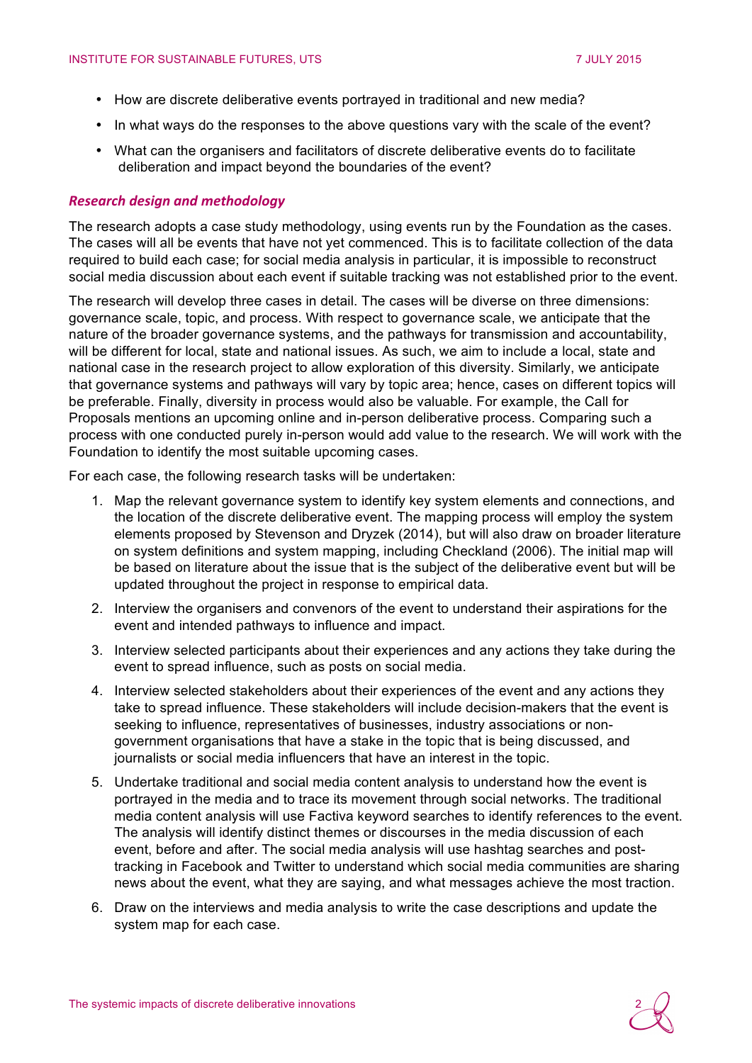- How are discrete deliberative events portrayed in traditional and new media?
- In what ways do the responses to the above questions vary with the scale of the event?
- What can the organisers and facilitators of discrete deliberative events do to facilitate deliberation and impact beyond the boundaries of the event?

### *Research design and methodology*

The research adopts a case study methodology, using events run by the Foundation as the cases. The cases will all be events that have not yet commenced. This is to facilitate collection of the data required to build each case; for social media analysis in particular, it is impossible to reconstruct social media discussion about each event if suitable tracking was not established prior to the event.

The research will develop three cases in detail. The cases will be diverse on three dimensions: governance scale, topic, and process. With respect to governance scale, we anticipate that the nature of the broader governance systems, and the pathways for transmission and accountability, will be different for local, state and national issues. As such, we aim to include a local, state and national case in the research project to allow exploration of this diversity. Similarly, we anticipate that governance systems and pathways will vary by topic area; hence, cases on different topics will be preferable. Finally, diversity in process would also be valuable. For example, the Call for Proposals mentions an upcoming online and in-person deliberative process. Comparing such a process with one conducted purely in-person would add value to the research. We will work with the Foundation to identify the most suitable upcoming cases.

For each case, the following research tasks will be undertaken:

1. Map the relevant governance system to identify key system elements and connections, and the location of the discrete deliberative event. The mapping process will employ the system elements proposed by Stevenson and Dryzek (2014), but will also draw on broader literature on system definitions and system mapping, including Checkland (2006). The initial map will be based on literature about the issue that is the subject of the deliberative event but will be updated throughout the project in response to empirical data.
2. Interview the organisers and convenors of the event to understand their aspirations for the event and intended pathways to influence and impact.
3. Interview selected participants about their experiences and any actions they take during the event to spread influence, such as posts on social media.
4. Interview selected stakeholders about their experiences of the event and any actions they take to spread influence. These stakeholders will include decision-makers that the event is seeking to influence, representatives of businesses, industry associations or non-government organisations that have a stake in the topic that is being discussed, and journalists or social media influencers that have an interest in the topic.
5. Undertake traditional and social media content analysis to understand how the event is portrayed in the media and to trace its movement through social networks. The traditional media content analysis will use Factiva keyword searches to identify references to the event. The analysis will identify distinct themes or discourses in the media discussion of each event, before and after. The social media analysis will use hashtag searches and post-tracking in Facebook and Twitter to understand which social media communities are sharing news about the event, what they are saying, and what messages achieve the most traction.
6. Draw on the interviews and media analysis to write the case descriptions and update the system map for each case.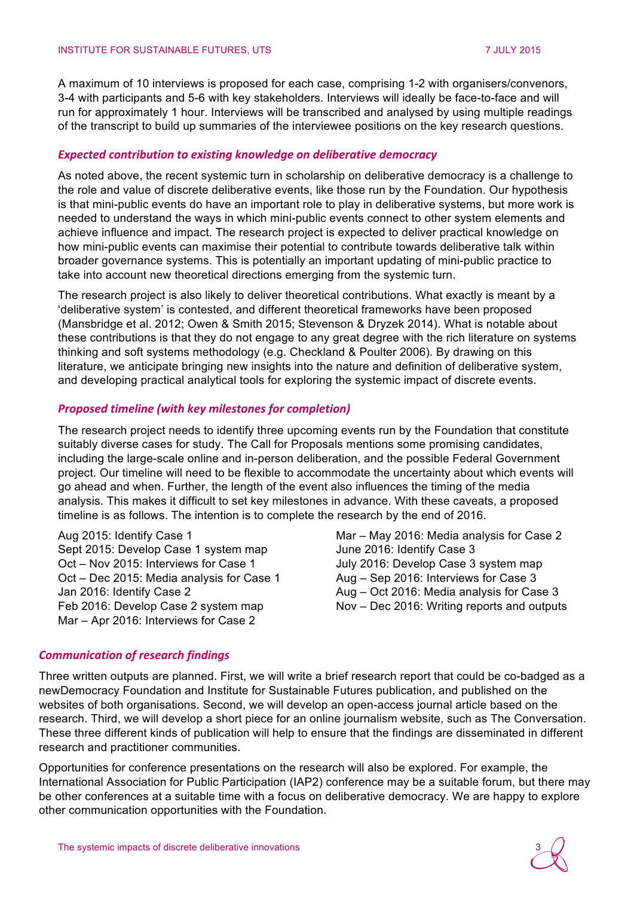A maximum of 10 interviews is proposed for each case, comprising 1-2 with organisers/convenors, 3-4 with participants and 5-6 with key stakeholders. Interviews will ideally be face-to-face and will run for approximately 1 hour. Interviews will be transcribed and analysed by using multiple readings of the transcript to build up summaries of the interviewee positions on the key research questions.

### *Expected contribution to existing knowledge on deliberative democracy*

As noted above, the recent systemic turn in scholarship on deliberative democracy is a challenge to the role and value of discrete deliberative events, like those run by the Foundation. Our hypothesis is that mini-public events do have an important role to play in deliberative systems, but more work is needed to understand the ways in which mini-public events connect to other system elements and achieve influence and impact. The research project is expected to deliver practical knowledge on how mini-public events can maximise their potential to contribute towards deliberative talk within broader governance systems. This is potentially an important updating of mini-public practice to take into account new theoretical directions emerging from the systemic turn.

The research project is also likely to deliver theoretical contributions. What exactly is meant by a 'deliberative system' is contested, and different theoretical frameworks have been proposed (Mansbridge et al. 2012; Owen & Smith 2015; Stevenson & Dryzek 2014). What is notable about these contributions is that they do not engage to any great degree with the rich literature on systems thinking and soft systems methodology (e.g. Checkland & Poulter 2006). By drawing on this literature, we anticipate bringing new insights into the nature and definition of deliberative system, and developing practical analytical tools for exploring the systemic impact of discrete events.

### *Proposed timeline (with key milestones for completion)*

The research project needs to identify three upcoming events run by the Foundation that constitute suitably diverse cases for study. The Call for Proposals mentions some promising candidates, including the large-scale online and in-person deliberation, and the possible Federal Government project. Our timeline will need to be flexible to accommodate the uncertainty about which events will go ahead and when. Further, the length of the event also influences the timing of the media analysis. This makes it difficult to set key milestones in advance. With these caveats, a proposed timeline is as follows. The intention is to complete the research by the end of 2016.

Aug 2015: Identify Case 1
Sept 2015: Develop Case 1 system map
Oct – Nov 2015: Interviews for Case 1
Oct – Dec 2015: Media analysis for Case 1
Jan 2016: Identify Case 2
Feb 2016: Develop Case 2 system map
Mar – Apr 2016: Interviews for Case 2
Mar – May 2016: Media analysis for Case 2
June 2016: Identify Case 3
July 2016: Develop Case 3 system map
Aug – Sep 2016: Interviews for Case 3
Aug – Oct 2016: Media analysis for Case 3
Nov – Dec 2016: Writing reports and outputs

### *Communication of research findings*

Three written outputs are planned. First, we will write a brief research report that could be co-badged as a newDemocracy Foundation and Institute for Sustainable Futures publication, and published on the websites of both organisations. Second, we will develop an open-access journal article based on the research. Third, we will develop a short piece for an online journalism website, such as The Conversation. These three different kinds of publication will help to ensure that the findings are disseminated in different research and practitioner communities.

Opportunities for conference presentations on the research will also be explored. For example, the International Association for Public Participation (IAP2) conference may be a suitable forum, but there may be other conferences at a suitable time with a focus on deliberative democracy. We are happy to explore other communication opportunities with the Foundation.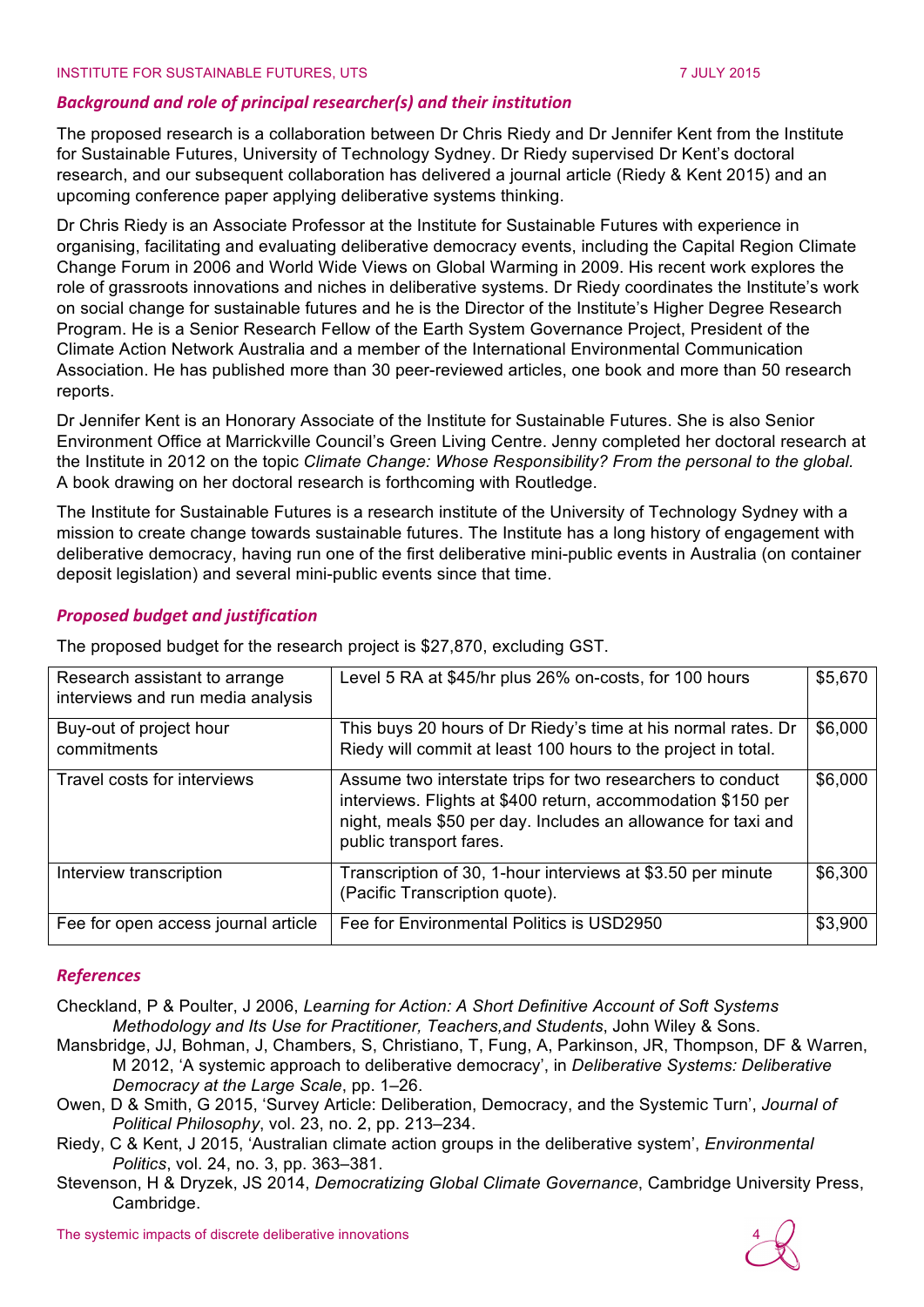### *Background and role of principal researcher(s) and their institution*

The proposed research is a collaboration between Dr Chris Riedy and Dr Jennifer Kent from the Institute for Sustainable Futures, University of Technology Sydney. Dr Riedy supervised Dr Kent's doctoral research, and our subsequent collaboration has delivered a journal article (Riedy & Kent 2015) and an upcoming conference paper applying deliberative systems thinking.

Dr Chris Riedy is an Associate Professor at the Institute for Sustainable Futures with experience in organising, facilitating and evaluating deliberative democracy events, including the Capital Region Climate Change Forum in 2006 and World Wide Views on Global Warming in 2009. His recent work explores the role of grassroots innovations and niches in deliberative systems. Dr Riedy coordinates the Institute's work on social change for sustainable futures and he is the Director of the Institute's Higher Degree Research Program. He is a Senior Research Fellow of the Earth System Governance Project, President of the Climate Action Network Australia and a member of the International Environmental Communication Association. He has published more than 30 peer-reviewed articles, one book and more than 50 research reports.

Dr Jennifer Kent is an Honorary Associate of the Institute for Sustainable Futures. She is also Senior Environment Office at Marrickville Council's Green Living Centre. Jenny completed her doctoral research at the Institute in 2012 on the topic *Climate Change: Whose Responsibility? From the personal to the global*. A book drawing on her doctoral research is forthcoming with Routledge.

The Institute for Sustainable Futures is a research institute of the University of Technology Sydney with a mission to create change towards sustainable futures. The Institute has a long history of engagement with deliberative democracy, having run one of the first deliberative mini-public events in Australia (on container deposit legislation) and several mini-public events since that time.

### *Proposed budget and justification*

The proposed budget for the research project is $27,870, excluding GST.

| | | |
|---|---|---|
| Research assistant to arrange interviews and run media analysis | Level 5 RA at $45/hr plus 26% on-costs, for 100 hours | $5,670 |
| Buy-out of project hour commitments | This buys 20 hours of Dr Riedy's time at his normal rates. Dr Riedy will commit at least 100 hours to the project in total. | $6,000 |
| Travel costs for interviews | Assume two interstate trips for two researchers to conduct interviews. Flights at $400 return, accommodation $150 per night, meals $50 per day. Includes an allowance for taxi and public transport fares. | $6,000 |
| Interview transcription | Transcription of 30, 1-hour interviews at $3.50 per minute (Pacific Transcription quote). | $6,300 |
| Fee for open access journal article | Fee for Environmental Politics is USD2950 | $3,900 |

### *References*

Checkland, P & Poulter, J 2006, *Learning for Action: A Short Definitive Account of Soft Systems Methodology and Its Use for Practitioner, Teachers,and Students*, John Wiley & Sons.

Mansbridge, JJ, Bohman, J, Chambers, S, Christiano, T, Fung, A, Parkinson, JR, Thompson, DF & Warren, M 2012, 'A systemic approach to deliberative democracy', in *Deliberative Systems: Deliberative Democracy at the Large Scale*, pp. 1–26.

Owen, D & Smith, G 2015, 'Survey Article: Deliberation, Democracy, and the Systemic Turn', *Journal of Political Philosophy*, vol. 23, no. 2, pp. 213–234.

Riedy, C & Kent, J 2015, 'Australian climate action groups in the deliberative system', *Environmental Politics*, vol. 24, no. 3, pp. 363–381.

Stevenson, H & Dryzek, JS 2014, *Democratizing Global Climate Governance*, Cambridge University Press, Cambridge.